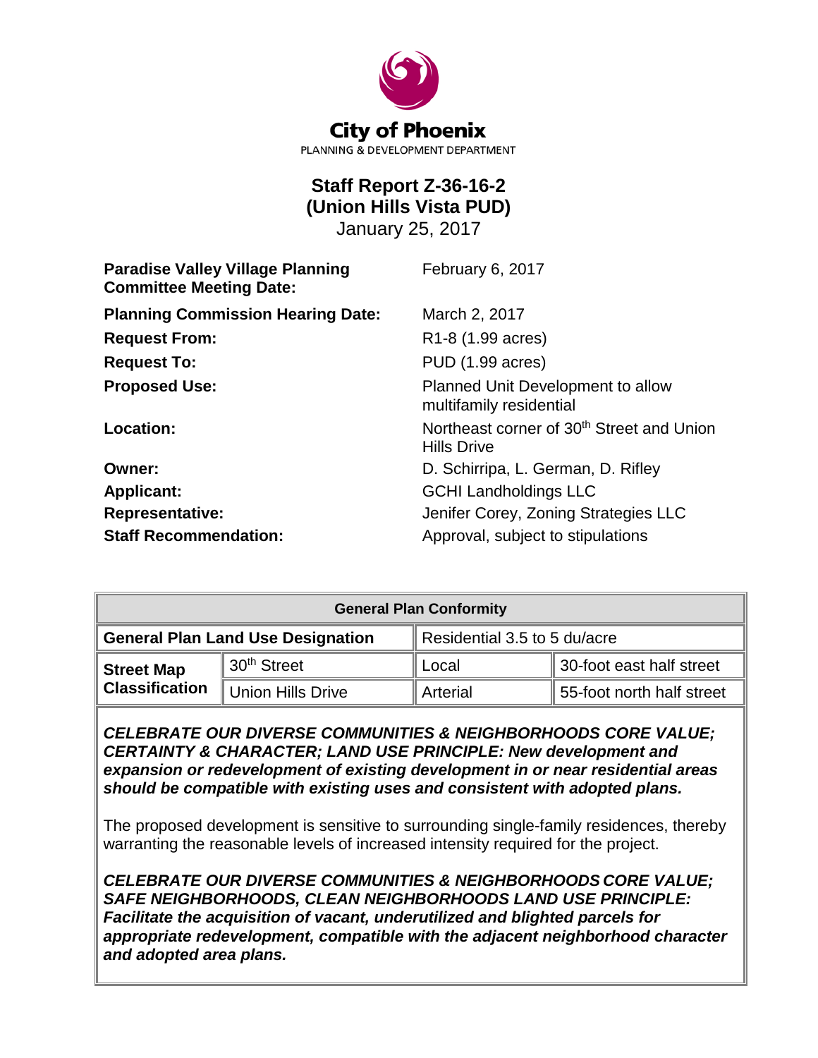City of Phoenix

PLANNING & DEVELOPMENT DEPARTMENT

# Staff Report Z-36-16-2
# (Union Hills Vista PUD)

January 25, 2017

| | |
|---|---|
| **Paradise Valley Village Planning Committee Meeting Date:** | February 6, 2017 |
| **Planning Commission Hearing Date:** | March 2, 2017 |
| **Request From:** | R1-8 (1.99 acres) |
| **Request To:** | PUD (1.99 acres) |
| **Proposed Use:** | Planned Unit Development to allow multifamily residential |
| **Location:** | Northeast corner of 30th Street and Union Hills Drive |
| **Owner:** | D. Schirripa, L. German, D. Rifley |
| **Applicant:** | GCHI Landholdings LLC |
| **Representative:** | Jenifer Corey, Zoning Strategies LLC |
| **Staff Recommendation:** | Approval, subject to stipulations |

| General Plan Conformity | | | |
|---|---|---|---|
| **General Plan Land Use Designation** | | Residential 3.5 to 5 du/acre | |
| **Street Map Classification** | 30th Street | Local | 30-foot east half street |
| | Union Hills Drive | Arterial | 55-foot north half street |

***CELEBRATE OUR DIVERSE COMMUNITIES & NEIGHBORHOODS CORE VALUE; CERTAINTY & CHARACTER; LAND USE PRINCIPLE: New development and expansion or redevelopment of existing development in or near residential areas should be compatible with existing uses and consistent with adopted plans.***

The proposed development is sensitive to surrounding single-family residences, thereby warranting the reasonable levels of increased intensity required for the project.

***CELEBRATE OUR DIVERSE COMMUNITIES & NEIGHBORHOODS CORE VALUE; SAFE NEIGHBORHOODS, CLEAN NEIGHBORHOODS LAND USE PRINCIPLE: Facilitate the acquisition of vacant, underutilized and blighted parcels for appropriate redevelopment, compatible with the adjacent neighborhood character and adopted area plans.***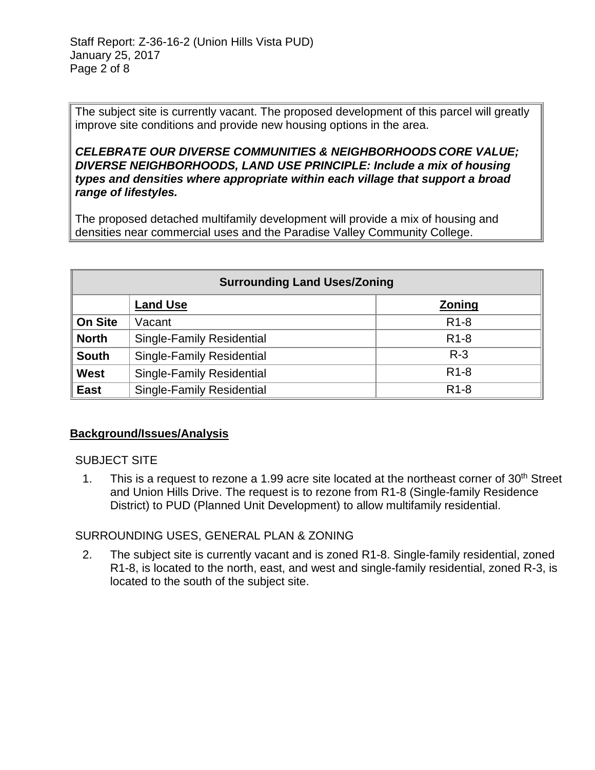The subject site is currently vacant. The proposed development of this parcel will greatly improve site conditions and provide new housing options in the area.

***CELEBRATE OUR DIVERSE COMMUNITIES & NEIGHBORHOODS CORE VALUE; DIVERSE NEIGHBORHOODS, LAND USE PRINCIPLE: Include a mix of housing types and densities where appropriate within each village that support a broad range of lifestyles.***

The proposed detached multifamily development will provide a mix of housing and densities near commercial uses and the Paradise Valley Community College.

| Surrounding Land Uses/Zoning | | |
|---|---|---|
| | **Land Use** | **Zoning** |
| **On Site** | Vacant | R1-8 |
| **North** | Single-Family Residential | R1-8 |
| **South** | Single-Family Residential | R-3 |
| **West** | Single-Family Residential | R1-8 |
| **East** | Single-Family Residential | R1-8 |

## Background/Issues/Analysis

SUBJECT SITE

1. This is a request to rezone a 1.99 acre site located at the northeast corner of 30th Street and Union Hills Drive. The request is to rezone from R1-8 (Single-family Residence District) to PUD (Planned Unit Development) to allow multifamily residential.

SURROUNDING USES, GENERAL PLAN & ZONING

2. The subject site is currently vacant and is zoned R1-8. Single-family residential, zoned R1-8, is located to the north, east, and west and single-family residential, zoned R-3, is located to the south of the subject site.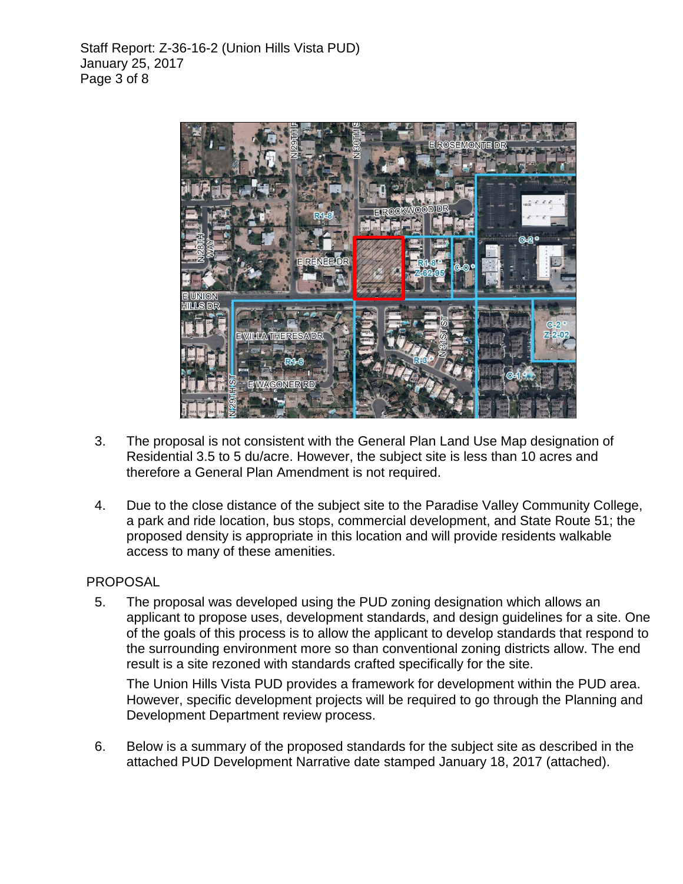3. The proposal is not consistent with the General Plan Land Use Map designation of Residential 3.5 to 5 du/acre. However, the subject site is less than 10 acres and therefore a General Plan Amendment is not required.

4. Due to the close distance of the subject site to the Paradise Valley Community College, a park and ride location, bus stops, commercial development, and State Route 51; the proposed density is appropriate in this location and will provide residents walkable access to many of these amenities.

## PROPOSAL

5. The proposal was developed using the PUD zoning designation which allows an applicant to propose uses, development standards, and design guidelines for a site. One of the goals of this process is to allow the applicant to develop standards that respond to the surrounding environment more so than conventional zoning districts allow. The end result is a site rezoned with standards crafted specifically for the site.

   The Union Hills Vista PUD provides a framework for development within the PUD area. However, specific development projects will be required to go through the Planning and Development Department review process.

6. Below is a summary of the proposed standards for the subject site as described in the attached PUD Development Narrative date stamped January 18, 2017 (attached).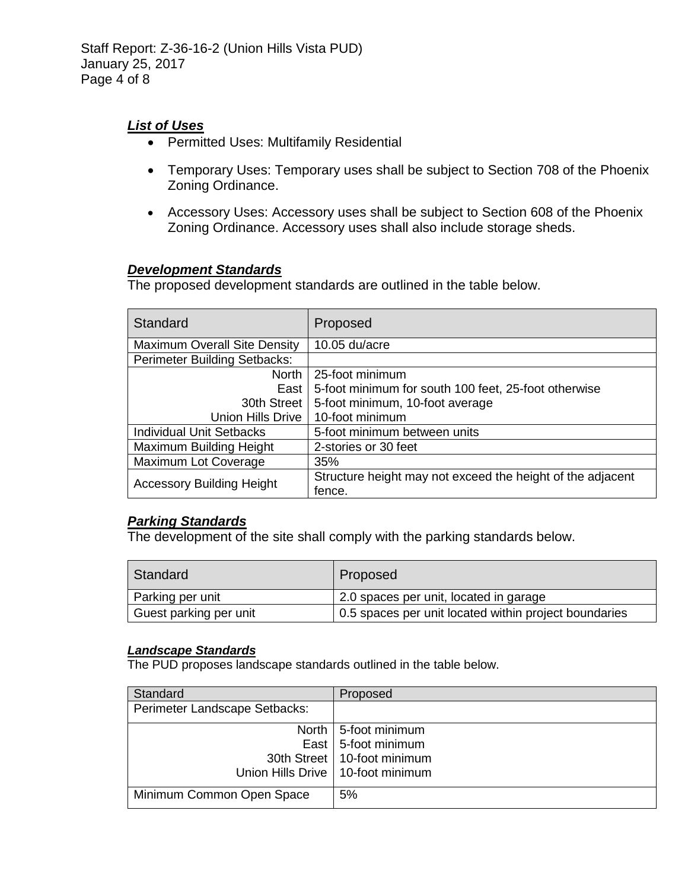***List of Uses***

- Permitted Uses: Multifamily Residential
- Temporary Uses: Temporary uses shall be subject to Section 708 of the Phoenix Zoning Ordinance.
- Accessory Uses: Accessory uses shall be subject to Section 608 of the Phoenix Zoning Ordinance. Accessory uses shall also include storage sheds.

***Development Standards***

The proposed development standards are outlined in the table below.

| Standard | Proposed |
|---|---|
| Maximum Overall Site Density | 10.05 du/acre |
| Perimeter Building Setbacks: | |
| North | 25-foot minimum |
| East | 5-foot minimum for south 100 feet, 25-foot otherwise |
| 30th Street | 5-foot minimum, 10-foot average |
| Union Hills Drive | 10-foot minimum |
| Individual Unit Setbacks | 5-foot minimum between units |
| Maximum Building Height | 2-stories or 30 feet |
| Maximum Lot Coverage | 35% |
| Accessory Building Height | Structure height may not exceed the height of the adjacent fence. |

***Parking Standards***

The development of the site shall comply with the parking standards below.

| Standard | Proposed |
|---|---|
| Parking per unit | 2.0 spaces per unit, located in garage |
| Guest parking per unit | 0.5 spaces per unit located within project boundaries |

***Landscape Standards***

The PUD proposes landscape standards outlined in the table below.

| Standard | Proposed |
|---|---|
| Perimeter Landscape Setbacks: | |
| North | 5-foot minimum |
| East | 5-foot minimum |
| 30th Street | 10-foot minimum |
| Union Hills Drive | 10-foot minimum |
| Minimum Common Open Space | 5% |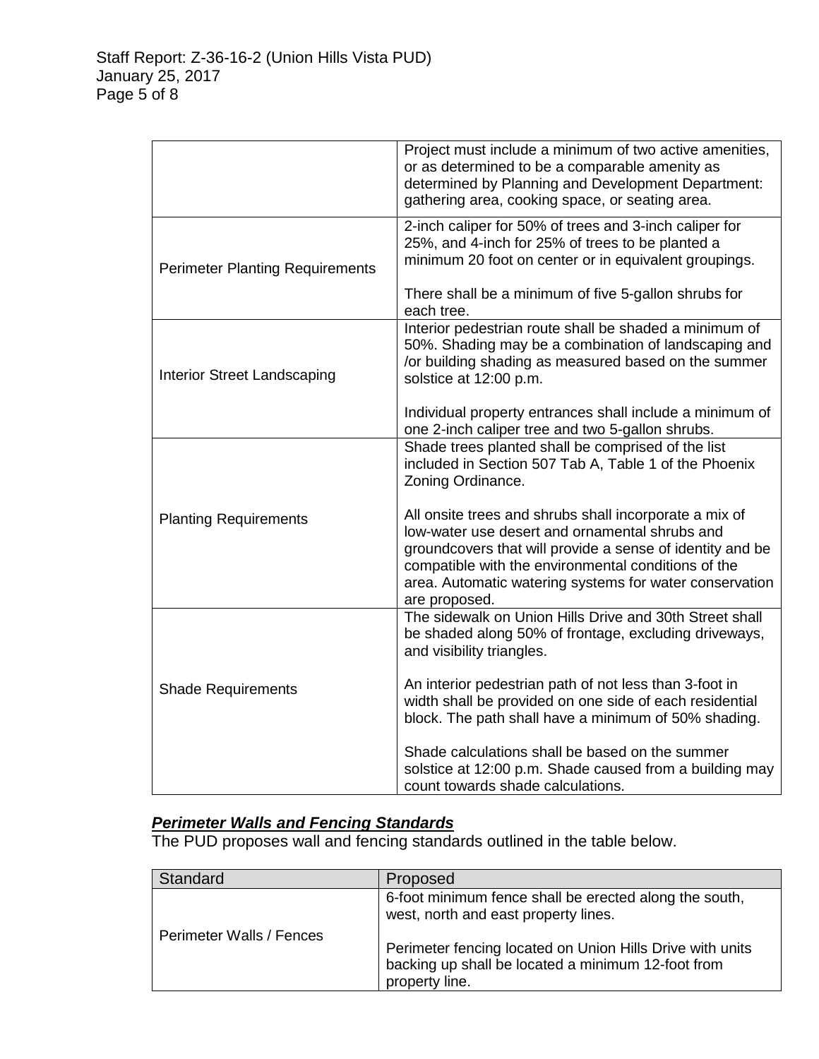| | |
|---|---|
| | Project must include a minimum of two active amenities, or as determined to be a comparable amenity as determined by Planning and Development Department: gathering area, cooking space, or seating area. |
| Perimeter Planting Requirements | 2-inch caliper for 50% of trees and 3-inch caliper for 25%, and 4-inch for 25% of trees to be planted a minimum 20 foot on center or in equivalent groupings.<br><br>There shall be a minimum of five 5-gallon shrubs for each tree. |
| Interior Street Landscaping | Interior pedestrian route shall be shaded a minimum of 50%. Shading may be a combination of landscaping and /or building shading as measured based on the summer solstice at 12:00 p.m.<br><br>Individual property entrances shall include a minimum of one 2-inch caliper tree and two 5-gallon shrubs. |
| Planting Requirements | Shade trees planted shall be comprised of the list included in Section 507 Tab A, Table 1 of the Phoenix Zoning Ordinance.<br><br>All onsite trees and shrubs shall incorporate a mix of low-water use desert and ornamental shrubs and groundcovers that will provide a sense of identity and be compatible with the environmental conditions of the area. Automatic watering systems for water conservation are proposed. |
| Shade Requirements | The sidewalk on Union Hills Drive and 30th Street shall be shaded along 50% of frontage, excluding driveways, and visibility triangles.<br><br>An interior pedestrian path of not less than 3-foot in width shall be provided on one side of each residential block. The path shall have a minimum of 50% shading.<br><br>Shade calculations shall be based on the summer solstice at 12:00 p.m. Shade caused from a building may count towards shade calculations. |

***Perimeter Walls and Fencing Standards***

The PUD proposes wall and fencing standards outlined in the table below.

| Standard | Proposed |
|---|---|
| Perimeter Walls / Fences | 6-foot minimum fence shall be erected along the south, west, north and east property lines.<br><br>Perimeter fencing located on Union Hills Drive with units backing up shall be located a minimum 12-foot from property line. |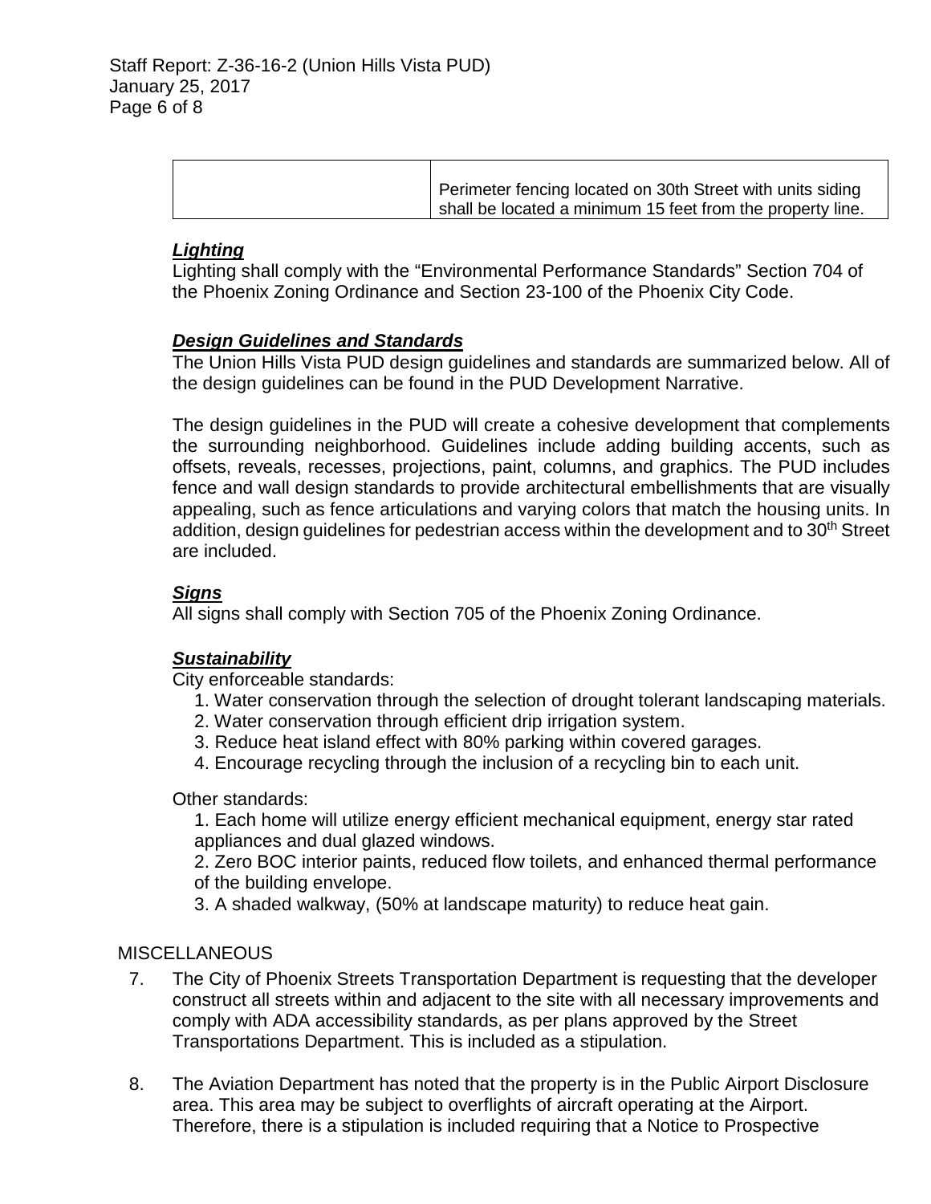| | |
|---|---|
| | Perimeter fencing located on 30th Street with units siding shall be located a minimum 15 feet from the property line. |

***Lighting***
Lighting shall comply with the "Environmental Performance Standards" Section 704 of the Phoenix Zoning Ordinance and Section 23-100 of the Phoenix City Code.

***Design Guidelines and Standards***
The Union Hills Vista PUD design guidelines and standards are summarized below. All of the design guidelines can be found in the PUD Development Narrative.

The design guidelines in the PUD will create a cohesive development that complements the surrounding neighborhood. Guidelines include adding building accents, such as offsets, reveals, recesses, projections, paint, columns, and graphics. The PUD includes fence and wall design standards to provide architectural embellishments that are visually appealing, such as fence articulations and varying colors that match the housing units. In addition, design guidelines for pedestrian access within the development and to 30th Street are included.

***Signs***
All signs shall comply with Section 705 of the Phoenix Zoning Ordinance.

***Sustainability***
City enforceable standards:

1. Water conservation through the selection of drought tolerant landscaping materials.
2. Water conservation through efficient drip irrigation system.
3. Reduce heat island effect with 80% parking within covered garages.
4. Encourage recycling through the inclusion of a recycling bin to each unit.

Other standards:

1. Each home will utilize energy efficient mechanical equipment, energy star rated appliances and dual glazed windows.
2. Zero BOC interior paints, reduced flow toilets, and enhanced thermal performance of the building envelope.
3. A shaded walkway, (50% at landscape maturity) to reduce heat gain.

MISCELLANEOUS

7. The City of Phoenix Streets Transportation Department is requesting that the developer construct all streets within and adjacent to the site with all necessary improvements and comply with ADA accessibility standards, as per plans approved by the Street Transportations Department. This is included as a stipulation.

8. The Aviation Department has noted that the property is in the Public Airport Disclosure area. This area may be subject to overflights of aircraft operating at the Airport. Therefore, there is a stipulation is included requiring that a Notice to Prospective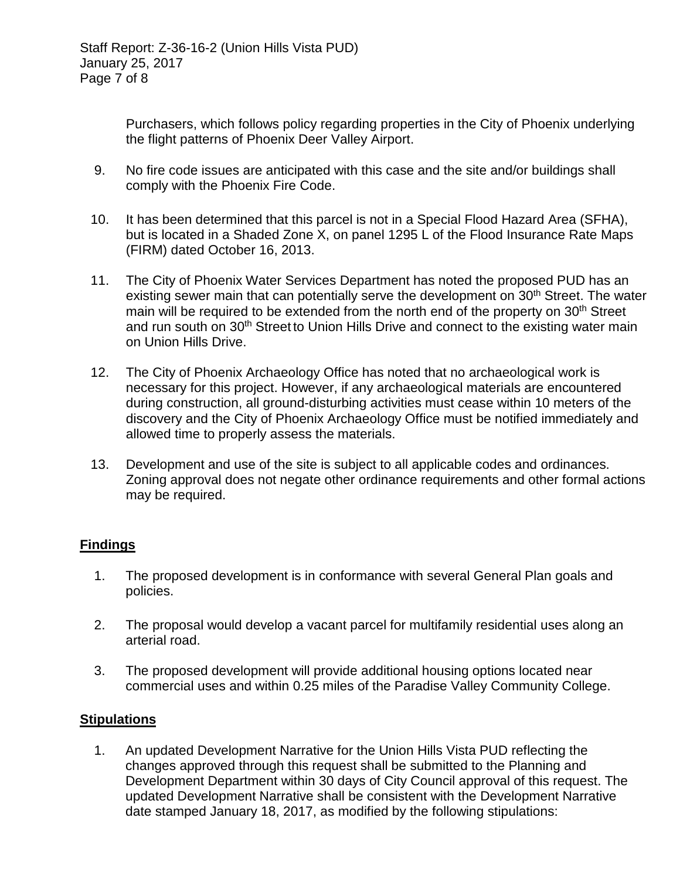Purchasers, which follows policy regarding properties in the City of Phoenix underlying the flight patterns of Phoenix Deer Valley Airport.

9. No fire code issues are anticipated with this case and the site and/or buildings shall comply with the Phoenix Fire Code.

10. It has been determined that this parcel is not in a Special Flood Hazard Area (SFHA), but is located in a Shaded Zone X, on panel 1295 L of the Flood Insurance Rate Maps (FIRM) dated October 16, 2013.

11. The City of Phoenix Water Services Department has noted the proposed PUD has an existing sewer main that can potentially serve the development on 30th Street. The water main will be required to be extended from the north end of the property on 30th Street and run south on 30th Street to Union Hills Drive and connect to the existing water main on Union Hills Drive.

12. The City of Phoenix Archaeology Office has noted that no archaeological work is necessary for this project. However, if any archaeological materials are encountered during construction, all ground-disturbing activities must cease within 10 meters of the discovery and the City of Phoenix Archaeology Office must be notified immediately and allowed time to properly assess the materials.

13. Development and use of the site is subject to all applicable codes and ordinances. Zoning approval does not negate other ordinance requirements and other formal actions may be required.

## Findings

1. The proposed development is in conformance with several General Plan goals and policies.

2. The proposal would develop a vacant parcel for multifamily residential uses along an arterial road.

3. The proposed development will provide additional housing options located near commercial uses and within 0.25 miles of the Paradise Valley Community College.

## Stipulations

1. An updated Development Narrative for the Union Hills Vista PUD reflecting the changes approved through this request shall be submitted to the Planning and Development Department within 30 days of City Council approval of this request. The updated Development Narrative shall be consistent with the Development Narrative date stamped January 18, 2017, as modified by the following stipulations: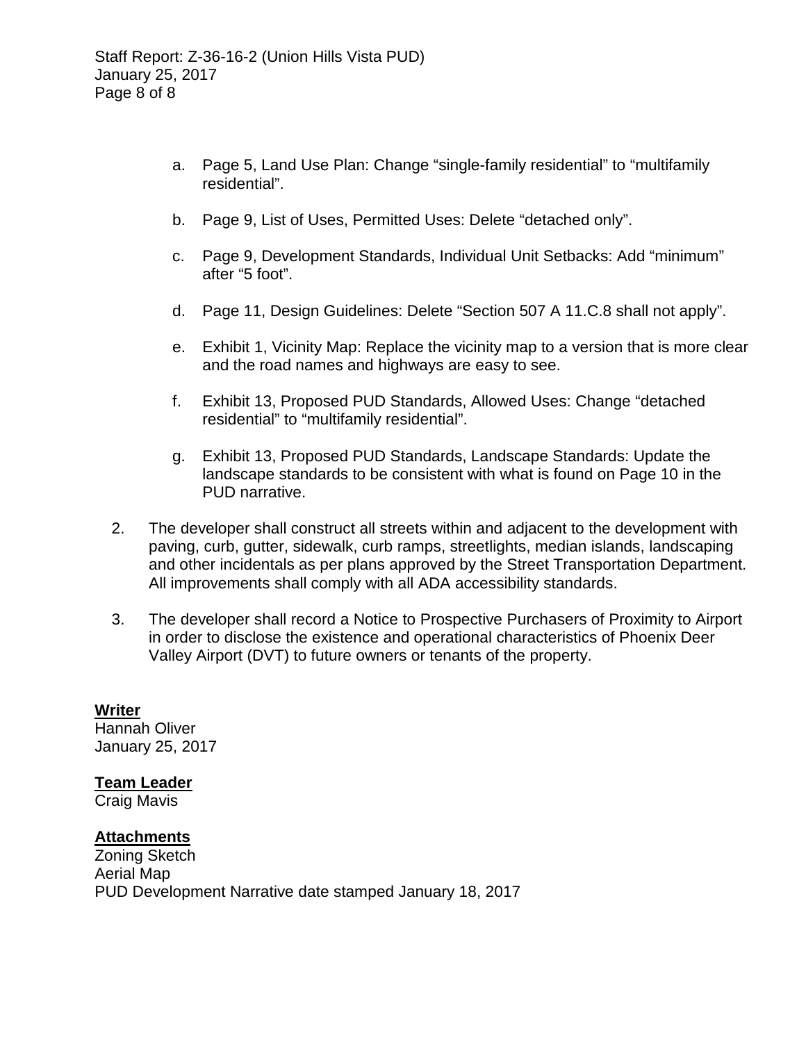a. Page 5, Land Use Plan: Change "single-family residential" to "multifamily residential".

b. Page 9, List of Uses, Permitted Uses: Delete "detached only".

c. Page 9, Development Standards, Individual Unit Setbacks: Add "minimum" after "5 foot".

d. Page 11, Design Guidelines: Delete "Section 507 A 11.C.8 shall not apply".

e. Exhibit 1, Vicinity Map: Replace the vicinity map to a version that is more clear and the road names and highways are easy to see.

f. Exhibit 13, Proposed PUD Standards, Allowed Uses: Change "detached residential" to "multifamily residential".

g. Exhibit 13, Proposed PUD Standards, Landscape Standards: Update the landscape standards to be consistent with what is found on Page 10 in the PUD narrative.

2. The developer shall construct all streets within and adjacent to the development with paving, curb, gutter, sidewalk, curb ramps, streetlights, median islands, landscaping and other incidentals as per plans approved by the Street Transportation Department. All improvements shall comply with all ADA accessibility standards.

3. The developer shall record a Notice to Prospective Purchasers of Proximity to Airport in order to disclose the existence and operational characteristics of Phoenix Deer Valley Airport (DVT) to future owners or tenants of the property.

**Writer**
Hannah Oliver
January 25, 2017

**Team Leader**
Craig Mavis

**Attachments**
Zoning Sketch
Aerial Map
PUD Development Narrative date stamped January 18, 2017